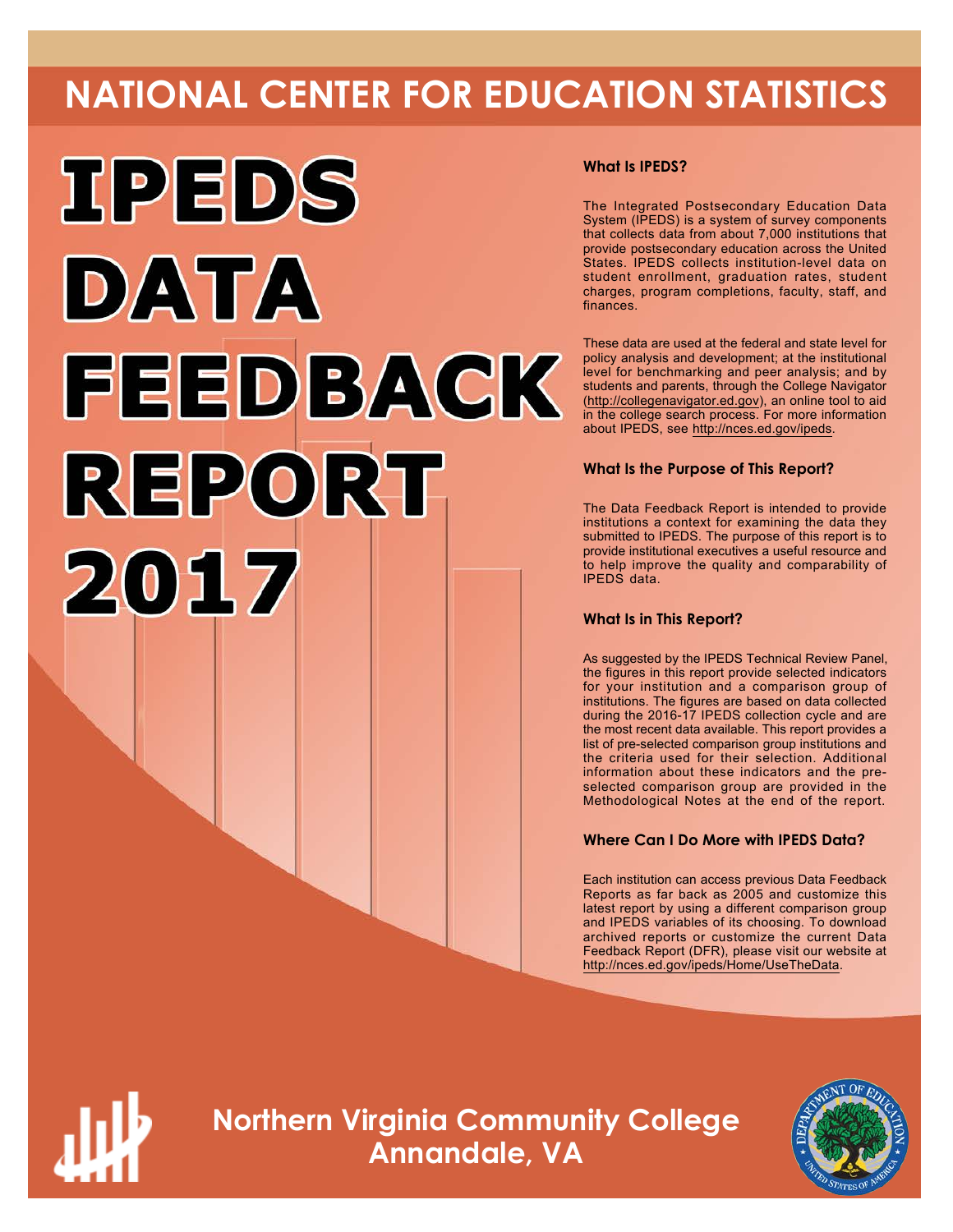# NATIONAL CENTER FOR EDUCATION STATISTICS

# IPEDS DATA FEEDBACK REPORT 2017

### What Is IPEDS?

The Integrated Postsecondary Education Data System (IPEDS) is a system of survey components that collects data from about 7,000 institutions that provide postsecondary education across the United States. IPEDS collects institution-level data on student enrollment, graduation rates, student charges, program completions, faculty, staff, and finances.

These data are used at the federal and state level for policy analysis and development; at the institutional level for benchmarking and peer analysis; and by students and parents, through the College Navigator (http://collegenavigator.ed.gov), an online tool to aid in the college search process. For more information about IPEDS, see http://nces.ed.gov/ipeds.

### What Is the Purpose of This Report?

The Data Feedback Report is intended to provide institutions a context for examining the data they submitted to IPEDS. The purpose of this report is to provide institutional executives a useful resource and to help improve the quality and comparability of IPEDS data.

### What Is in This Report?

As suggested by the IPEDS Technical Review Panel, the figures in this report provide selected indicators for your institution and a comparison group of institutions. The figures are based on data collected during the 2016-17 IPEDS collection cycle and are the most recent data available. This report provides a list of pre-selected comparison group institutions and the criteria used for their selection. Additional information about these indicators and the pre-selected comparison group are provided in the Methodological Notes at the end of the report.

### Where Can I Do More with IPEDS Data?

Each institution can access previous Data Feedback Reports as far back as 2005 and customize this latest report by using a different comparison group and IPEDS variables of its choosing. To download archived reports or customize the current Data Feedback Report (DFR), please visit our website at http://nces.ed.gov/ipeds/Home/UseTheData.

## Northern Virginia Community College
## Annandale, VA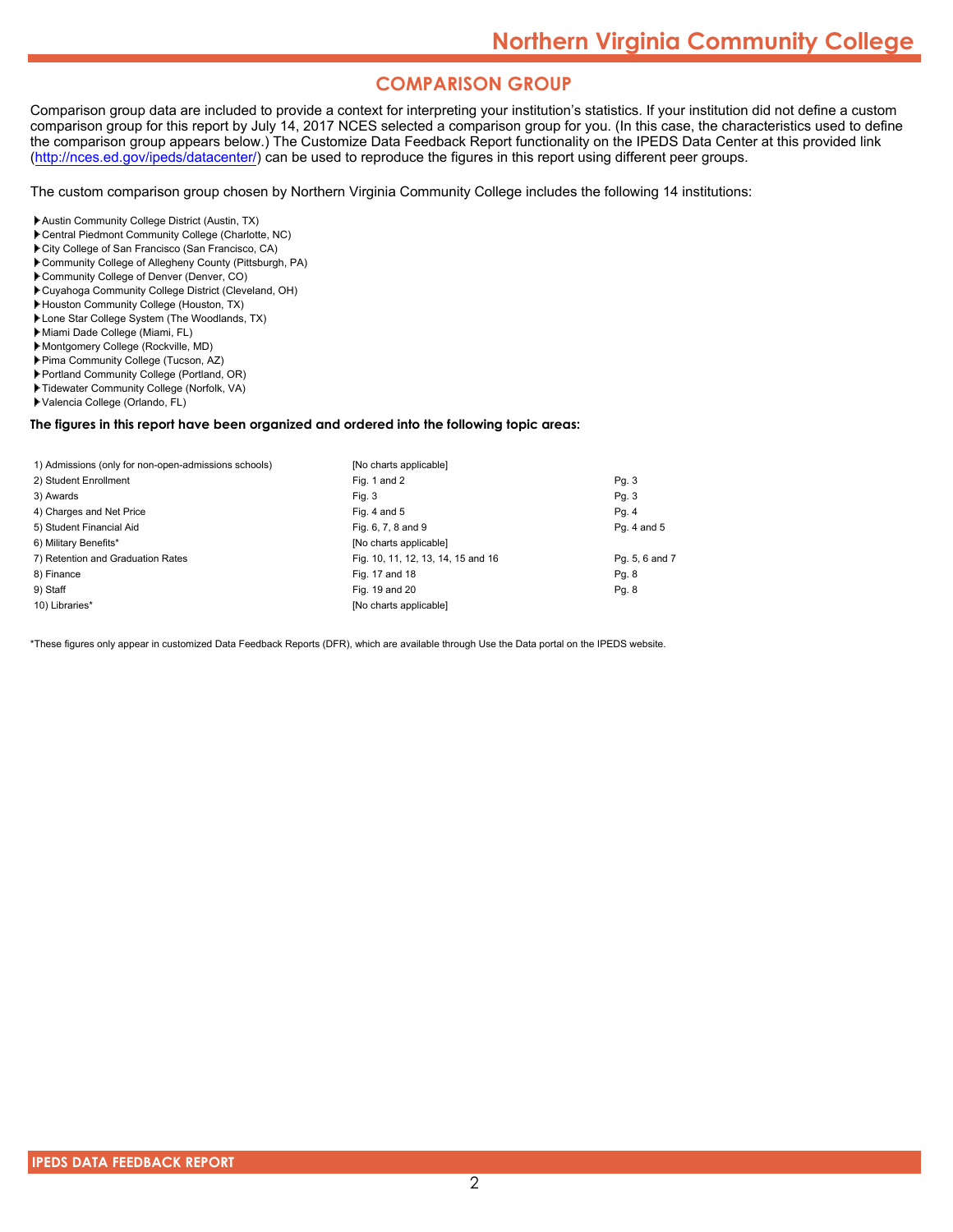## COMPARISON GROUP

Comparison group data are included to provide a context for interpreting your institution's statistics. If your institution did not define a custom comparison group for this report by July 14, 2017 NCES selected a comparison group for you. (In this case, the characteristics used to define the comparison group appears below.) The Customize Data Feedback Report functionality on the IPEDS Data Center at this provided link (http://nces.ed.gov/ipeds/datacenter/) can be used to reproduce the figures in this report using different peer groups.

The custom comparison group chosen by Northern Virginia Community College includes the following 14 institutions:

- Austin Community College District (Austin, TX)
- Central Piedmont Community College (Charlotte, NC)
- City College of San Francisco (San Francisco, CA)
- Community College of Allegheny County (Pittsburgh, PA)
- Community College of Denver (Denver, CO)
- Cuyahoga Community College District (Cleveland, OH)
- Houston Community College (Houston, TX)
- Lone Star College System (The Woodlands, TX)
- Miami Dade College (Miami, FL)
- Montgomery College (Rockville, MD)
- Pima Community College (Tucson, AZ)
- Portland Community College (Portland, OR)
- Tidewater Community College (Norfolk, VA)
- Valencia College (Orlando, FL)

**The figures in this report have been organized and ordered into the following topic areas:**

| | | |
|---|---|---|
| 1) Admissions (only for non-open-admissions schools) | [No charts applicable] | |
| 2) Student Enrollment | Fig. 1 and 2 | Pg. 3 |
| 3) Awards | Fig. 3 | Pg. 3 |
| 4) Charges and Net Price | Fig. 4 and 5 | Pg. 4 |
| 5) Student Financial Aid | Fig. 6, 7, 8 and 9 | Pg. 4 and 5 |
| 6) Military Benefits* | [No charts applicable] | |
| 7) Retention and Graduation Rates | Fig. 10, 11, 12, 13, 14, 15 and 16 | Pg. 5, 6 and 7 |
| 8) Finance | Fig. 17 and 18 | Pg. 8 |
| 9) Staff | Fig. 19 and 20 | Pg. 8 |
| 10) Libraries* | [No charts applicable] | |

*These figures only appear in customized Data Feedback Reports (DFR), which are available through Use the Data portal on the IPEDS website.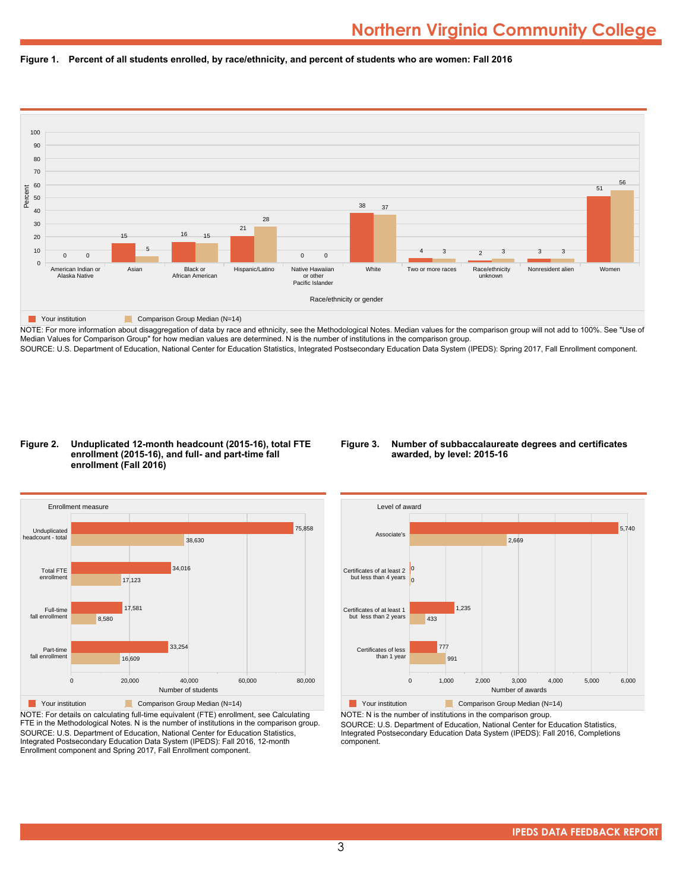# Northern Virginia Community College

**Figure 1. Percent of all students enrolled, by race/ethnicity, and percent of students who are women: Fall 2016**

| Race/ethnicity or gender | Your institution | Comparison Group Median (N=14) |
|---|---|---|
| American Indian or Alaska Native | 0 | 0 |
| Asian | 15 | 5 |
| Black or African American | 16 | 15 |
| Hispanic/Latino | 21 | 28 |
| Native Hawaiian or other Pacific Islander | 0 | 0 |
| White | 38 | 37 |
| Two or more races | 4 | 3 |
| Race/ethnicity unknown | 2 | 3 |
| Nonresident alien | 3 | 3 |
| Women | 51 | 56 |

NOTE: For more information about disaggregation of data by race and ethnicity, see the Methodological Notes. Median values for the comparison group will not add to 100%. See "Use of Median Values for Comparison Group" for how median values are determined. N is the number of institutions in the comparison group.
SOURCE: U.S. Department of Education, National Center for Education Statistics, Integrated Postsecondary Education Data System (IPEDS): Spring 2017, Fall Enrollment component.

**Figure 2. Unduplicated 12-month headcount (2015-16), total FTE enrollment (2015-16), and full- and part-time fall enrollment (Fall 2016)**

| Enrollment measure | Your institution | Comparison Group Median (N=14) |
|---|---|---|
| Unduplicated headcount - total | 75,858 | 38,630 |
| Total FTE enrollment | 34,016 | 17,123 |
| Full-time fall enrollment | 17,581 | 8,580 |
| Part-time fall enrollment | 33,254 | 16,609 |

NOTE: For details on calculating full-time equivalent (FTE) enrollment, see Calculating FTE in the Methodological Notes. N is the number of institutions in the comparison group.
SOURCE: U.S. Department of Education, National Center for Education Statistics, Integrated Postsecondary Education Data System (IPEDS): Fall 2016, 12-month Enrollment component and Spring 2017, Fall Enrollment component.

**Figure 3. Number of subbaccalaureate degrees and certificates awarded, by level: 2015-16**

| Level of award | Your institution | Comparison Group Median (N=14) |
|---|---|---|
| Associate's | 5,740 | 2,669 |
| Certificates of at least 2 but less than 4 years | 0 | 0 |
| Certificates of at least 1 but less than 2 years | 1,235 | 433 |
| Certificates of less than 1 year | 777 | 991 |

NOTE: N is the number of institutions in the comparison group.
SOURCE: U.S. Department of Education, National Center for Education Statistics, Integrated Postsecondary Education Data System (IPEDS): Fall 2016, Completions component.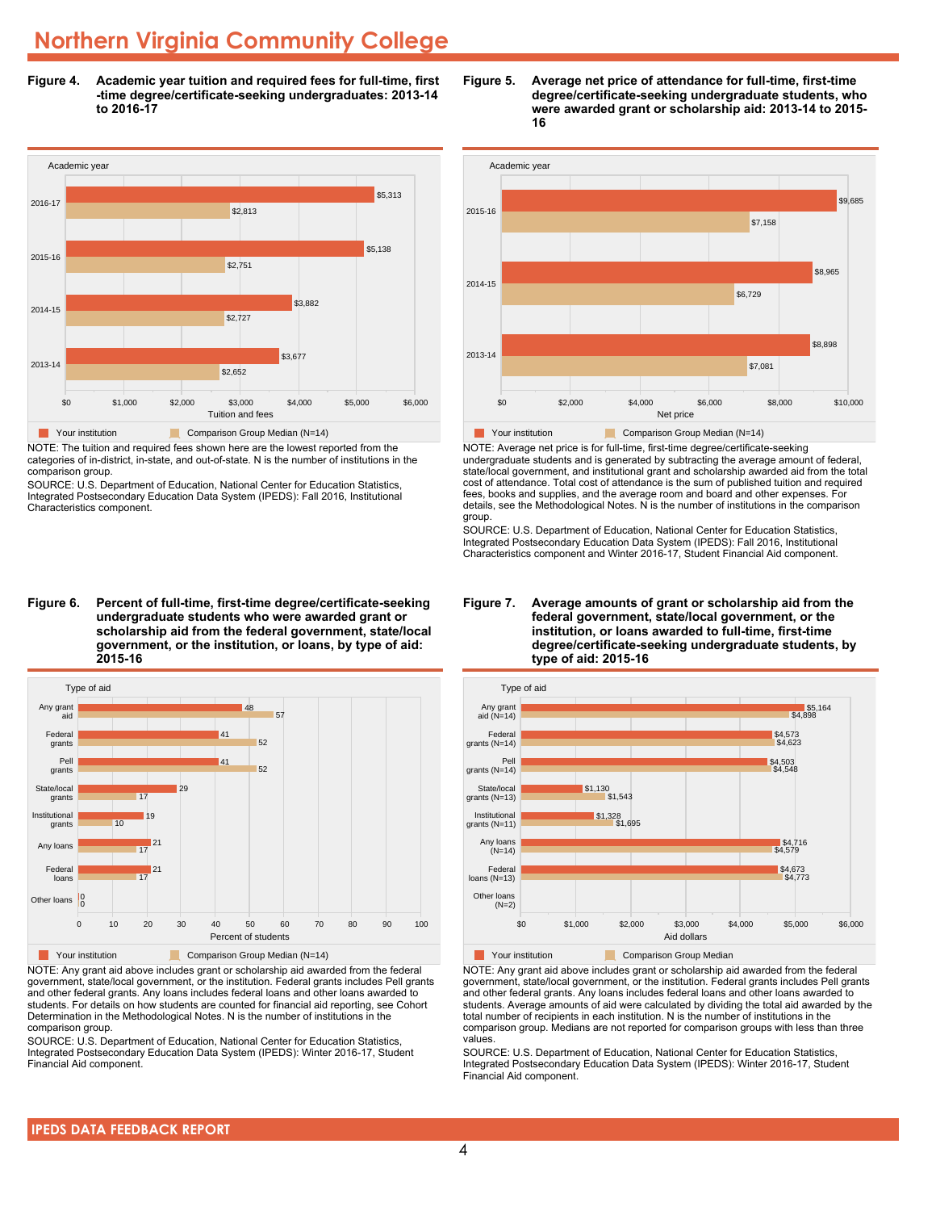# Northern Virginia Community College

**Figure 4. Academic year tuition and required fees for full-time, first-time degree/certificate-seeking undergraduates: 2013-14 to 2016-17**

| Academic year | Your institution | Comparison Group Median (N=14) |
|---|---|---|
| 2016-17 | $5,313 | $2,813 |
| 2015-16 | $5,138 | $2,751 |
| 2014-15 | $3,882 | $2,727 |
| 2013-14 | $3,677 | $2,652 |

NOTE: The tuition and required fees shown here are the lowest reported from the categories of in-district, in-state, and out-of-state. N is the number of institutions in the comparison group.

SOURCE: U.S. Department of Education, National Center for Education Statistics, Integrated Postsecondary Education Data System (IPEDS): Fall 2016, Institutional Characteristics component.

**Figure 5. Average net price of attendance for full-time, first-time degree/certificate-seeking undergraduate students, who were awarded grant or scholarship aid: 2013-14 to 2015-16**

| Academic year | Your institution | Comparison Group Median (N=14) |
|---|---|---|
| 2015-16 | $9,685 | $7,158 |
| 2014-15 | $8,965 | $6,729 |
| 2013-14 | $8,898 | $7,081 |

NOTE: Average net price is for full-time, first-time degree/certificate-seeking undergraduate students and is generated by subtracting the average amount of federal, state/local government, and institutional grant and scholarship awarded aid from the total cost of attendance. Total cost of attendance is the sum of published tuition and required fees, books and supplies, and the average room and board and other expenses. For details, see the Methodological Notes. N is the number of institutions in the comparison group.

SOURCE: U.S. Department of Education, National Center for Education Statistics, Integrated Postsecondary Education Data System (IPEDS): Fall 2016, Institutional Characteristics component and Winter 2016-17, Student Financial Aid component.

**Figure 6. Percent of full-time, first-time degree/certificate-seeking undergraduate students who were awarded grant or scholarship aid from the federal government, state/local government, or the institution, or loans, by type of aid: 2015-16**

| Type of aid | Your institution | Comparison Group Median (N=14) |
|---|---|---|
| Any grant aid | 48 | 57 |
| Federal grants | 41 | 52 |
| Pell grants | 41 | 52 |
| State/local grants | 29 | 17 |
| Institutional grants | 19 | 10 |
| Any loans | 21 | 17 |
| Federal loans | 21 | 17 |
| Other loans | 0 | 0 |

NOTE: Any grant aid above includes grant or scholarship aid awarded from the federal government, state/local government, or the institution. Federal grants includes Pell grants and other federal grants. Any loans includes federal loans and other loans awarded to students. For details on how students are counted for financial aid reporting, see Cohort Determination in the Methodological Notes. N is the number of institutions in the comparison group.

SOURCE: U.S. Department of Education, National Center for Education Statistics, Integrated Postsecondary Education Data System (IPEDS): Winter 2016-17, Student Financial Aid component.

**Figure 7. Average amounts of grant or scholarship aid from the federal government, state/local government, or the institution, or loans awarded to full-time, first-time degree/certificate-seeking undergraduate students, by type of aid: 2015-16**

| Type of aid | Your institution | Comparison Group Median |
|---|---|---|
| Any grant aid (N=14) | $5,164 | $4,898 |
| Federal grants (N=14) | $4,573 | $4,623 |
| Pell grants (N=14) | $4,503 | $4,548 |
| State/local grants (N=13) | $1,130 | $1,543 |
| Institutional grants (N=11) | $1,328 | $1,695 |
| Any loans (N=14) | $4,716 | $4,579 |
| Federal loans (N=13) | $4,673 | $4,773 |
| Other loans (N=2) | | |

NOTE: Any grant aid above includes grant or scholarship aid awarded from the federal government, state/local government, or the institution. Federal grants includes Pell grants and other federal grants. Any loans includes federal loans and other loans awarded to students. Average amounts of aid were calculated by dividing the total aid awarded by the total number of recipients in each institution. N is the number of institutions in the comparison group. Medians are not reported for comparison groups with less than three values.

SOURCE: U.S. Department of Education, National Center for Education Statistics, Integrated Postsecondary Education Data System (IPEDS): Winter 2016-17, Student Financial Aid component.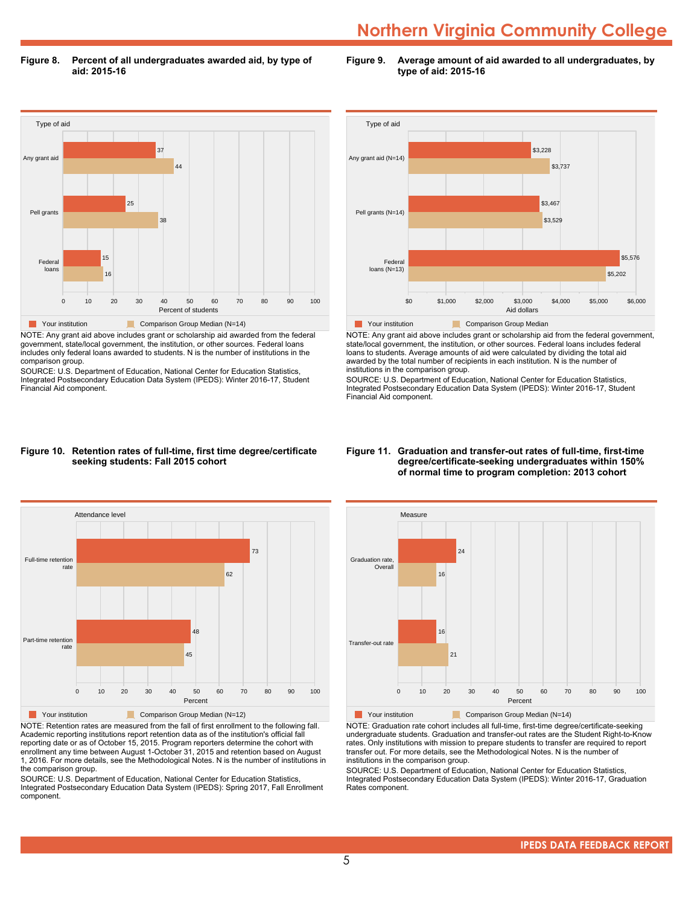## Figure 8. Percent of all undergraduates awarded aid, by type of aid: 2015-16

| Type of aid | Your institution | Comparison Group Median (N=14) |
|---|---|---|
| Any grant aid | 37 | 44 |
| Pell grants | 25 | 38 |
| Federal loans | 15 | 16 |

Percent of students

NOTE: Any grant aid above includes grant or scholarship aid awarded from the federal government, state/local government, the institution, or other sources. Federal loans includes only federal loans awarded to students. N is the number of institutions in the comparison group.

SOURCE: U.S. Department of Education, National Center for Education Statistics, Integrated Postsecondary Education Data System (IPEDS): Winter 2016-17, Student Financial Aid component.

## Figure 9. Average amount of aid awarded to all undergraduates, by type of aid: 2015-16

| Type of aid | Your institution | Comparison Group Median |
|---|---|---|
| Any grant aid (N=14) | $3,228 | $3,737 |
| Pell grants (N=14) | $3,467 | $3,529 |
| Federal loans (N=13) | $5,576 | $5,202 |

Aid dollars

NOTE: Any grant aid above includes grant or scholarship aid from the federal government, state/local government, the institution, or other sources. Federal loans includes federal loans to students. Average amounts of aid were calculated by dividing the total aid awarded by the total number of recipients in each institution. N is the number of institutions in the comparison group.

SOURCE: U.S. Department of Education, National Center for Education Statistics, Integrated Postsecondary Education Data System (IPEDS): Winter 2016-17, Student Financial Aid component.

## Figure 10. Retention rates of full-time, first time degree/certificate seeking students: Fall 2015 cohort

| Attendance level | Your institution | Comparison Group Median (N=12) |
|---|---|---|
| Full-time retention rate | 73 | 62 |
| Part-time retention rate | 48 | 45 |

Percent

NOTE: Retention rates are measured from the fall of first enrollment to the following fall. Academic reporting institutions report retention data as of the institution's official fall reporting date or as of October 15, 2015. Program reporters determine the cohort with enrollment any time between August 1-October 31, 2015 and retention based on August 1, 2016. For more details, see the Methodological Notes. N is the number of institutions in the comparison group.

SOURCE: U.S. Department of Education, National Center for Education Statistics, Integrated Postsecondary Education Data System (IPEDS): Spring 2017, Fall Enrollment component.

## Figure 11. Graduation and transfer-out rates of full-time, first-time degree/certificate-seeking undergraduates within 150% of normal time to program completion: 2013 cohort

| Measure | Your institution | Comparison Group Median (N=14) |
|---|---|---|
| Graduation rate, Overall | 24 | 16 |
| Transfer-out rate | 16 | 21 |

Percent

NOTE: Graduation rate cohort includes all full-time, first-time degree/certificate-seeking undergraduate students. Graduation and transfer-out rates are the Student Right-to-Know rates. Only institutions with mission to prepare students to transfer are required to report transfer out. For more details, see the Methodological Notes. N is the number of institutions in the comparison group.

SOURCE: U.S. Department of Education, National Center for Education Statistics, Integrated Postsecondary Education Data System (IPEDS): Winter 2016-17, Graduation Rates component.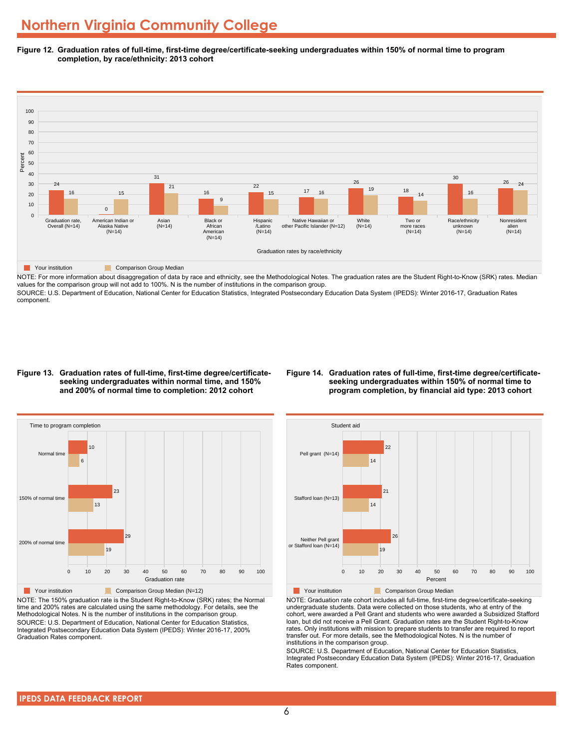# Northern Virginia Community College

**Figure 12. Graduation rates of full-time, first-time degree/certificate-seeking undergraduates within 150% of normal time to program completion, by race/ethnicity: 2013 cohort**

| Graduation rates by race/ethnicity | Your institution | Comparison Group Median |
|---|---|---|
| Graduation rate, Overall (N=14) | 24 | 16 |
| American Indian or Alaska Native (N=14) | 0 | 15 |
| Asian (N=14) | 31 | 21 |
| Black or African American (N=14) | 16 | 9 |
| Hispanic /Latino (N=14) | 22 | 15 |
| Native Hawaiian or other Pacific Islander (N=12) | 17 | 16 |
| White (N=14) | 26 | 19 |
| Two or more races (N=14) | 18 | 14 |
| Race/ethnicity unknown (N=14) | 30 | 16 |
| Nonresident alien (N=14) | 26 | 24 |

NOTE: For more information about disaggregation of data by race and ethnicity, see the Methodological Notes. The graduation rates are the Student Right-to-Know (SRK) rates. Median values for the comparison group will not add to 100%. N is the number of institutions in the comparison group.
SOURCE: U.S. Department of Education, National Center for Education Statistics, Integrated Postsecondary Education Data System (IPEDS): Winter 2016-17, Graduation Rates component.

**Figure 13. Graduation rates of full-time, first-time degree/certificate-seeking undergraduates within normal time, and 150% and 200% of normal time to completion: 2012 cohort**

| Time to program completion | Your institution | Comparison Group Median (N=12) |
|---|---|---|
| Normal time | 10 | 6 |
| 150% of normal time | 23 | 13 |
| 200% of normal time | 29 | 19 |

NOTE: The 150% graduation rate is the Student Right-to-Know (SRK) rates; the Normal time and 200% rates are calculated using the same methodology. For details, see the Methodological Notes. N is the number of institutions in the comparison group.
SOURCE: U.S. Department of Education, National Center for Education Statistics, Integrated Postsecondary Education Data System (IPEDS): Winter 2016-17, 200% Graduation Rates component.

**Figure 14. Graduation rates of full-time, first-time degree/certificate-seeking undergraduates within 150% of normal time to program completion, by financial aid type: 2013 cohort**

| Student aid | Your institution | Comparison Group Median |
|---|---|---|
| Pell grant (N=14) | 22 | 14 |
| Stafford loan (N=13) | 21 | 14 |
| Neither Pell grant or Stafford loan (N=14) | 26 | 19 |

NOTE: Graduation rate cohort includes all full-time, first-time degree/certificate-seeking undergraduate students. Data were collected on those students, who at entry of the cohort, were awarded a Pell Grant and students who were awarded a Subsidized Stafford loan, but did not receive a Pell Grant. Graduation rates are the Student Right-to-Know rates. Only institutions with mission to prepare students to transfer are required to report transfer out. For more details, see the Methodological Notes. N is the number of institutions in the comparison group.
SOURCE: U.S. Department of Education, National Center for Education Statistics, Integrated Postsecondary Education Data System (IPEDS): Winter 2016-17, Graduation Rates component.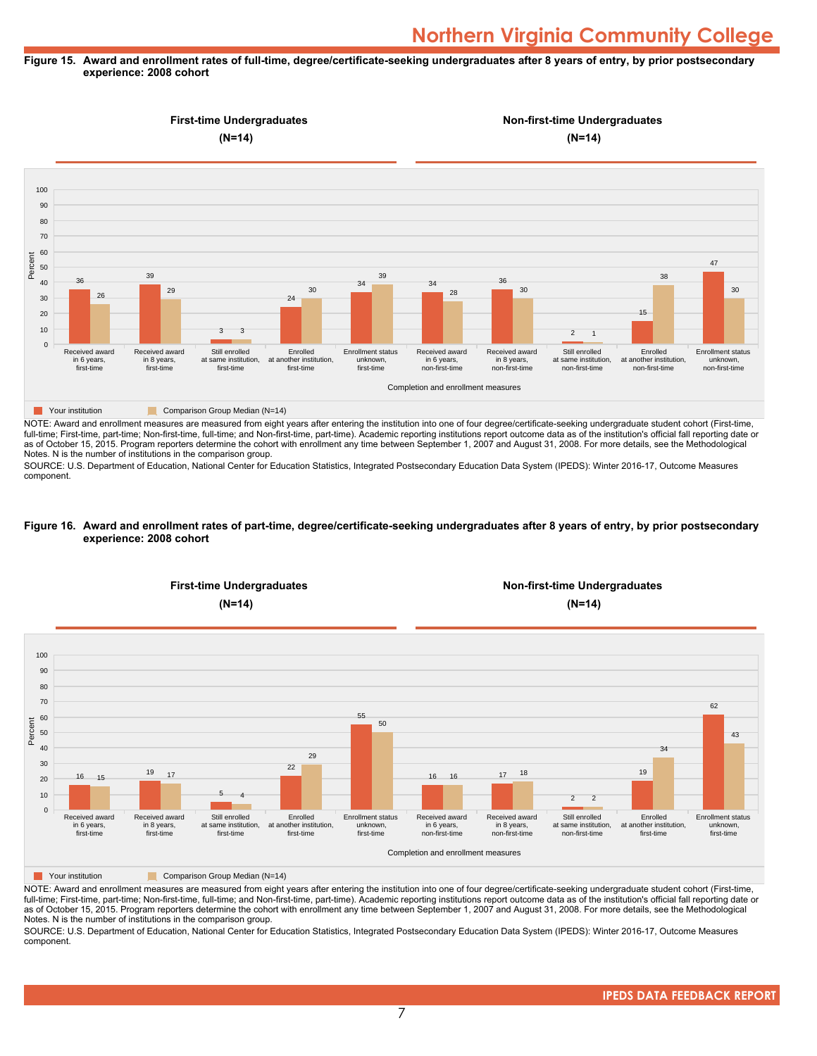# Northern Virginia Community College

**Figure 15. Award and enrollment rates of full-time, degree/certificate-seeking undergraduates after 8 years of entry, by prior postsecondary experience: 2008 cohort**

**First-time Undergraduates (N=14)** | **Non-first-time Undergraduates (N=14)**

| Completion and enrollment measures | Your institution | Comparison Group Median (N=14) |
| --- | --- | --- |
| Received award in 6 years, first-time | 36 | 26 |
| Received award in 8 years, first-time | 39 | 29 |
| Still enrolled at same institution, first-time | 3 | 3 |
| Enrolled at another institution, first-time | 24 | 30 |
| Enrollment status unknown, first-time | 34 | 39 |
| Received award in 6 years, non-first-time | 34 | 28 |
| Received award in 8 years, non-first-time | 36 | 30 |
| Still enrolled at same institution, non-first-time | 2 | 1 |
| Enrolled at another institution, non-first-time | 15 | 38 |
| Enrollment status unknown, non-first-time | 47 | 30 |

NOTE: Award and enrollment measures are measured from eight years after entering the institution into one of four degree/certificate-seeking undergraduate student cohort (First-time, full-time; First-time, part-time; Non-first-time, full-time; and Non-first-time, part-time). Academic reporting institutions report outcome data as of the institution's official fall reporting date or as of October 15, 2015. Program reporters determine the cohort with enrollment any time between September 1, 2007 and August 31, 2008. For more details, see the Methodological Notes. N is the number of institutions in the comparison group.

SOURCE: U.S. Department of Education, National Center for Education Statistics, Integrated Postsecondary Education Data System (IPEDS): Winter 2016-17, Outcome Measures component.

**Figure 16. Award and enrollment rates of part-time, degree/certificate-seeking undergraduates after 8 years of entry, by prior postsecondary experience: 2008 cohort**

**First-time Undergraduates (N=14)** | **Non-first-time Undergraduates (N=14)**

| Completion and enrollment measures | Your institution | Comparison Group Median (N=14) |
| --- | --- | --- |
| Received award in 6 years, first-time | 16 | 15 |
| Received award in 8 years, first-time | 19 | 17 |
| Still enrolled at same institution, first-time | 5 | 4 |
| Enrolled at another institution, first-time | 22 | 29 |
| Enrollment status unknown, first-time | 55 | 50 |
| Received award in 6 years, non-first-time | 16 | 16 |
| Received award in 8 years, non-first-time | 17 | 18 |
| Still enrolled at same institution, non-first-time | 2 | 2 |
| Enrolled at another institution, first-time | 19 | 34 |
| Enrollment status unknown, first-time | 62 | 43 |

NOTE: Award and enrollment measures are measured from eight years after entering the institution into one of four degree/certificate-seeking undergraduate student cohort (First-time, full-time; First-time, part-time; Non-first-time, full-time; and Non-first-time, part-time). Academic reporting institutions report outcome data as of the institution's official fall reporting date or as of October 15, 2015. Program reporters determine the cohort with enrollment any time between September 1, 2007 and August 31, 2008. For more details, see the Methodological Notes. N is the number of institutions in the comparison group.

SOURCE: U.S. Department of Education, National Center for Education Statistics, Integrated Postsecondary Education Data System (IPEDS): Winter 2016-17, Outcome Measures component.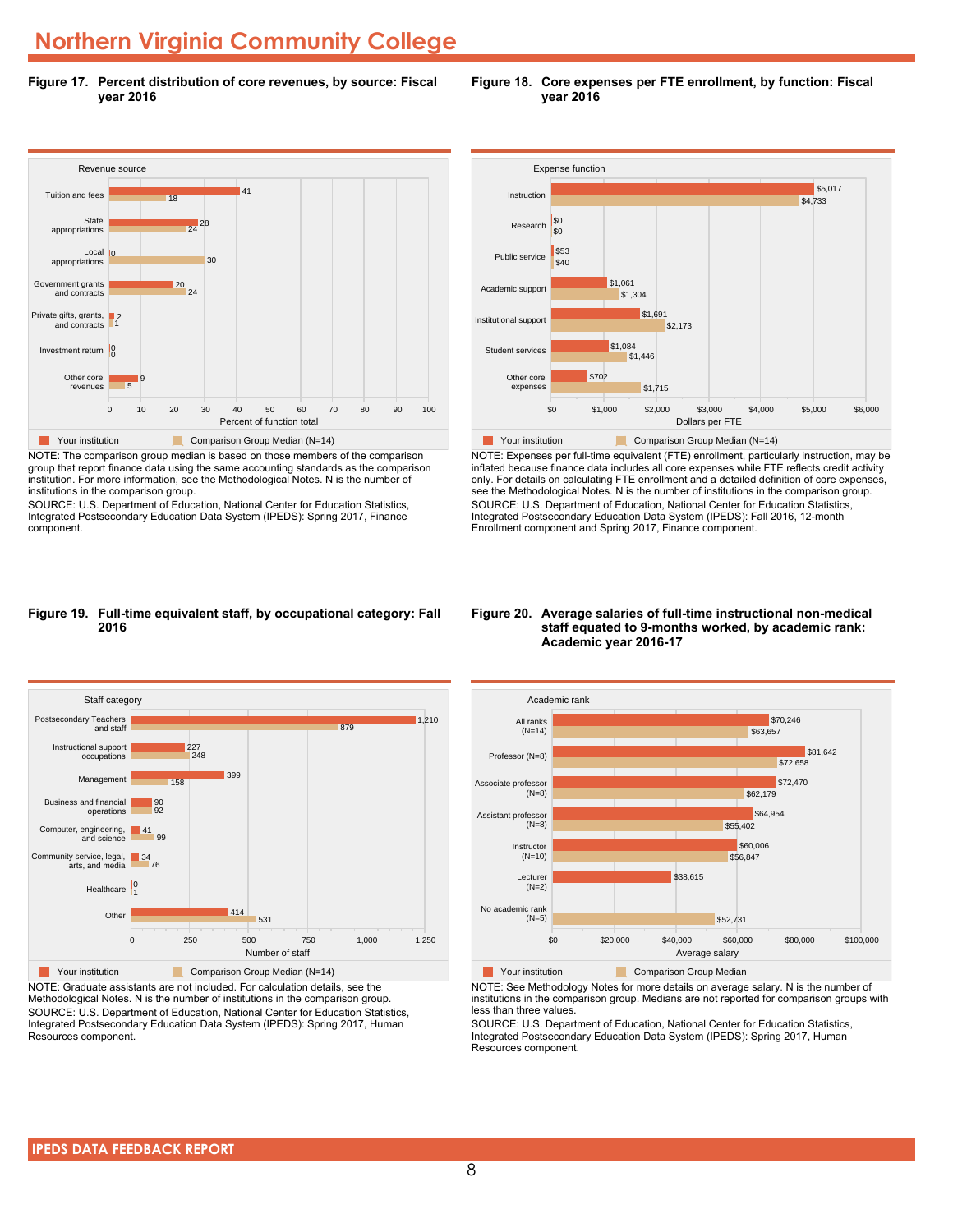# Northern Virginia Community College

**Figure 17. Percent distribution of core revenues, by source: Fiscal year 2016**

| Revenue source | Your institution | Comparison Group Median (N=14) |
|---|---|---|
| Tuition and fees | 41 | 18 |
| State appropriations | 28 | 24 |
| Local appropriations | 0 | 30 |
| Government grants and contracts | 20 | 24 |
| Private gifts, grants, and contracts | 2 | 1 |
| Investment return | 0 | 0 |
| Other core revenues | 9 | 5 |

Percent of function total

NOTE: The comparison group median is based on those members of the comparison group that report finance data using the same accounting standards as the comparison institution. For more information, see the Methodological Notes. N is the number of institutions in the comparison group.
SOURCE: U.S. Department of Education, National Center for Education Statistics, Integrated Postsecondary Education Data System (IPEDS): Spring 2017, Finance component.

**Figure 18. Core expenses per FTE enrollment, by function: Fiscal year 2016**

| Expense function | Your institution | Comparison Group Median (N=14) |
|---|---|---|
| Instruction | $5,017 | $4,733 |
| Research | $0 | $0 |
| Public service | $53 | $40 |
| Academic support | $1,061 | $1,304 |
| Institutional support | $1,691 | $2,173 |
| Student services | $1,084 | $1,446 |
| Other core expenses | $702 | $1,715 |

Dollars per FTE

NOTE: Expenses per full-time equivalent (FTE) enrollment, particularly instruction, may be inflated because finance data includes all core expenses while FTE reflects credit activity only. For details on calculating FTE enrollment and a detailed definition of core expenses, see the Methodological Notes. N is the number of institutions in the comparison group.
SOURCE: U.S. Department of Education, National Center for Education Statistics, Integrated Postsecondary Education Data System (IPEDS): Fall 2016, 12-month Enrollment component and Spring 2017, Finance component.

**Figure 19. Full-time equivalent staff, by occupational category: Fall 2016**

| Staff category | Your institution | Comparison Group Median (N=14) |
|---|---|---|
| Postsecondary Teachers and staff | 1,210 | 879 |
| Instructional support occupations | 227 | 248 |
| Management | 399 | 158 |
| Business and financial operations | 90 | 92 |
| Computer, engineering, and science | 41 | 99 |
| Community service, legal, arts, and media | 34 | 76 |
| Healthcare | 0 | 1 |
| Other | 414 | 531 |

Number of staff

NOTE: Graduate assistants are not included. For calculation details, see the Methodological Notes. N is the number of institutions in the comparison group.
SOURCE: U.S. Department of Education, National Center for Education Statistics, Integrated Postsecondary Education Data System (IPEDS): Spring 2017, Human Resources component.

**Figure 20. Average salaries of full-time instructional non-medical staff equated to 9-months worked, by academic rank: Academic year 2016-17**

| Academic rank | Your institution | Comparison Group Median |
|---|---|---|
| All ranks (N=14) | $70,246 | $63,657 |
| Professor (N=8) | $81,642 | $72,658 |
| Associate professor (N=8) | $72,470 | $62,179 |
| Assistant professor (N=8) | $64,954 | $55,402 |
| Instructor (N=10) | $60,006 | $56,847 |
| Lecturer (N=2) | $38,615 | |
| No academic rank (N=5) | | $52,731 |

Average salary

NOTE: See Methodology Notes for more details on average salary. N is the number of institutions in the comparison group. Medians are not reported for comparison groups with less than three values.
SOURCE: U.S. Department of Education, National Center for Education Statistics, Integrated Postsecondary Education Data System (IPEDS): Spring 2017, Human Resources component.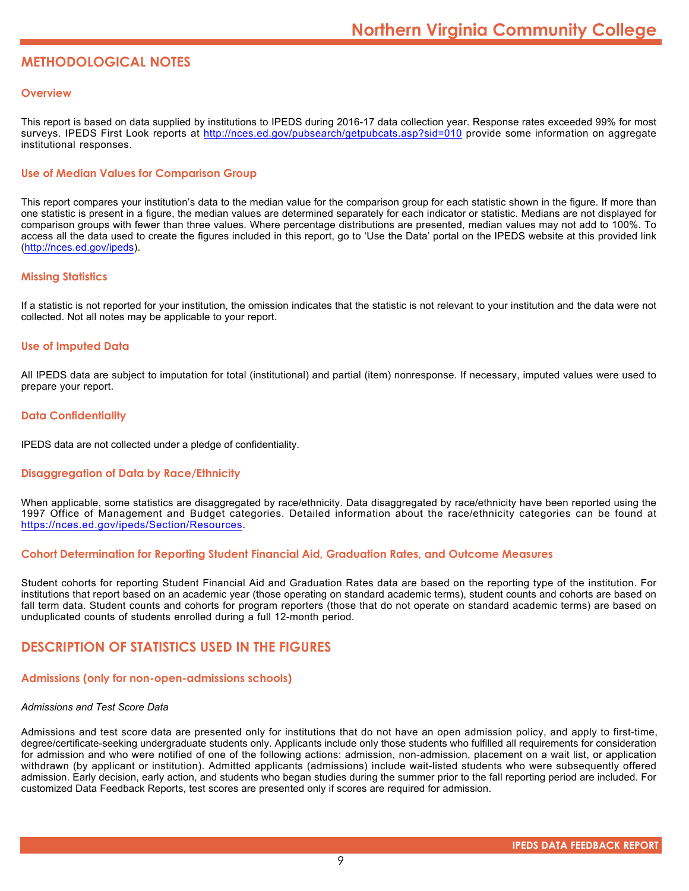## METHODOLOGICAL NOTES

### Overview

This report is based on data supplied by institutions to IPEDS during 2016-17 data collection year. Response rates exceeded 99% for most surveys. IPEDS First Look reports at http://nces.ed.gov/pubsearch/getpubcats.asp?sid=010 provide some information on aggregate institutional responses.

### Use of Median Values for Comparison Group

This report compares your institution's data to the median value for the comparison group for each statistic shown in the figure. If more than one statistic is present in a figure, the median values are determined separately for each indicator or statistic. Medians are not displayed for comparison groups with fewer than three values. Where percentage distributions are presented, median values may not add to 100%. To access all the data used to create the figures included in this report, go to 'Use the Data' portal on the IPEDS website at this provided link (http://nces.ed.gov/ipeds).

### Missing Statistics

If a statistic is not reported for your institution, the omission indicates that the statistic is not relevant to your institution and the data were not collected. Not all notes may be applicable to your report.

### Use of Imputed Data

All IPEDS data are subject to imputation for total (institutional) and partial (item) nonresponse. If necessary, imputed values were used to prepare your report.

### Data Confidentiality

IPEDS data are not collected under a pledge of confidentiality.

### Disaggregation of Data by Race/Ethnicity

When applicable, some statistics are disaggregated by race/ethnicity. Data disaggregated by race/ethnicity have been reported using the 1997 Office of Management and Budget categories. Detailed information about the race/ethnicity categories can be found at https://nces.ed.gov/ipeds/Section/Resources.

### Cohort Determination for Reporting Student Financial Aid, Graduation Rates, and Outcome Measures

Student cohorts for reporting Student Financial Aid and Graduation Rates data are based on the reporting type of the institution. For institutions that report based on an academic year (those operating on standard academic terms), student counts and cohorts are based on fall term data. Student counts and cohorts for program reporters (those that do not operate on standard academic terms) are based on unduplicated counts of students enrolled during a full 12-month period.

## DESCRIPTION OF STATISTICS USED IN THE FIGURES

### Admissions (only for non-open-admissions schools)

*Admissions and Test Score Data*

Admissions and test score data are presented only for institutions that do not have an open admission policy, and apply to first-time, degree/certificate-seeking undergraduate students only. Applicants include only those students who fulfilled all requirements for consideration for admission and who were notified of one of the following actions: admission, non-admission, placement on a wait list, or application withdrawn (by applicant or institution). Admitted applicants (admissions) include wait-listed students who were subsequently offered admission. Early decision, early action, and students who began studies during the summer prior to the fall reporting period are included. For customized Data Feedback Reports, test scores are presented only if scores are required for admission.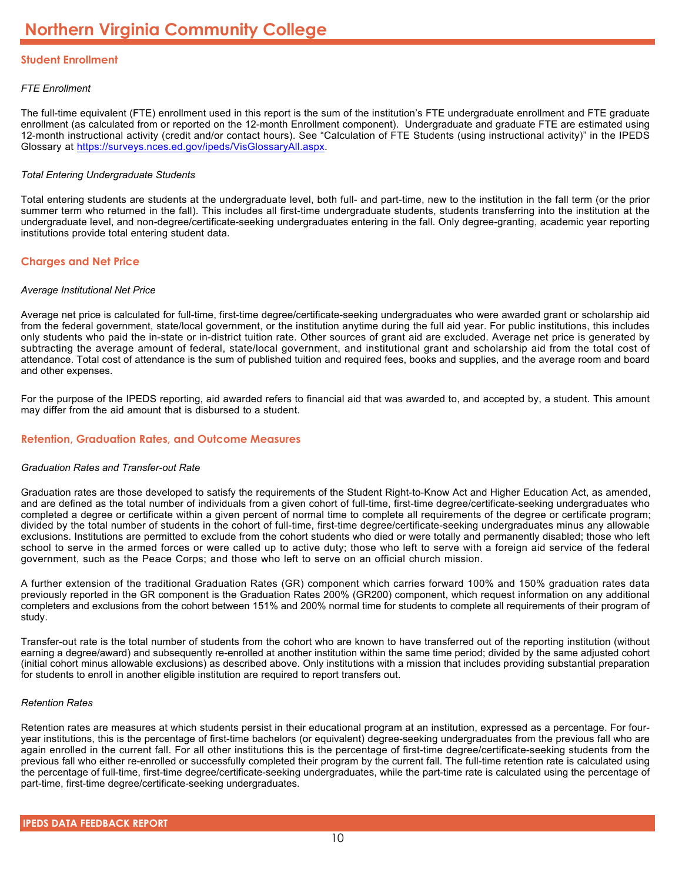# Northern Virginia Community College

## Student Enrollment

*FTE Enrollment*

The full-time equivalent (FTE) enrollment used in this report is the sum of the institution's FTE undergraduate enrollment and FTE graduate enrollment (as calculated from or reported on the 12-month Enrollment component). Undergraduate and graduate FTE are estimated using 12-month instructional activity (credit and/or contact hours). See "Calculation of FTE Students (using instructional activity)" in the IPEDS Glossary at https://surveys.nces.ed.gov/ipeds/VisGlossaryAll.aspx.

*Total Entering Undergraduate Students*

Total entering students are students at the undergraduate level, both full- and part-time, new to the institution in the fall term (or the prior summer term who returned in the fall). This includes all first-time undergraduate students, students transferring into the institution at the undergraduate level, and non-degree/certificate-seeking undergraduates entering in the fall. Only degree-granting, academic year reporting institutions provide total entering student data.

## Charges and Net Price

*Average Institutional Net Price*

Average net price is calculated for full-time, first-time degree/certificate-seeking undergraduates who were awarded grant or scholarship aid from the federal government, state/local government, or the institution anytime during the full aid year. For public institutions, this includes only students who paid the in-state or in-district tuition rate. Other sources of grant aid are excluded. Average net price is generated by subtracting the average amount of federal, state/local government, and institutional grant and scholarship aid from the total cost of attendance. Total cost of attendance is the sum of published tuition and required fees, books and supplies, and the average room and board and other expenses.

For the purpose of the IPEDS reporting, aid awarded refers to financial aid that was awarded to, and accepted by, a student. This amount may differ from the aid amount that is disbursed to a student.

## Retention, Graduation Rates, and Outcome Measures

*Graduation Rates and Transfer-out Rate*

Graduation rates are those developed to satisfy the requirements of the Student Right-to-Know Act and Higher Education Act, as amended, and are defined as the total number of individuals from a given cohort of full-time, first-time degree/certificate-seeking undergraduates who completed a degree or certificate within a given percent of normal time to complete all requirements of the degree or certificate program; divided by the total number of students in the cohort of full-time, first-time degree/certificate-seeking undergraduates minus any allowable exclusions. Institutions are permitted to exclude from the cohort students who died or were totally and permanently disabled; those who left school to serve in the armed forces or were called up to active duty; those who left to serve with a foreign aid service of the federal government, such as the Peace Corps; and those who left to serve on an official church mission.

A further extension of the traditional Graduation Rates (GR) component which carries forward 100% and 150% graduation rates data previously reported in the GR component is the Graduation Rates 200% (GR200) component, which request information on any additional completers and exclusions from the cohort between 151% and 200% normal time for students to complete all requirements of their program of study.

Transfer-out rate is the total number of students from the cohort who are known to have transferred out of the reporting institution (without earning a degree/award) and subsequently re-enrolled at another institution within the same time period; divided by the same adjusted cohort (initial cohort minus allowable exclusions) as described above. Only institutions with a mission that includes providing substantial preparation for students to enroll in another eligible institution are required to report transfers out.

*Retention Rates*

Retention rates are measures at which students persist in their educational program at an institution, expressed as a percentage. For four-year institutions, this is the percentage of first-time bachelors (or equivalent) degree-seeking undergraduates from the previous fall who are again enrolled in the current fall. For all other institutions this is the percentage of first-time degree/certificate-seeking students from the previous fall who either re-enrolled or successfully completed their program by the current fall. The full-time retention rate is calculated using the percentage of full-time, first-time degree/certificate-seeking undergraduates, while the part-time rate is calculated using the percentage of part-time, first-time degree/certificate-seeking undergraduates.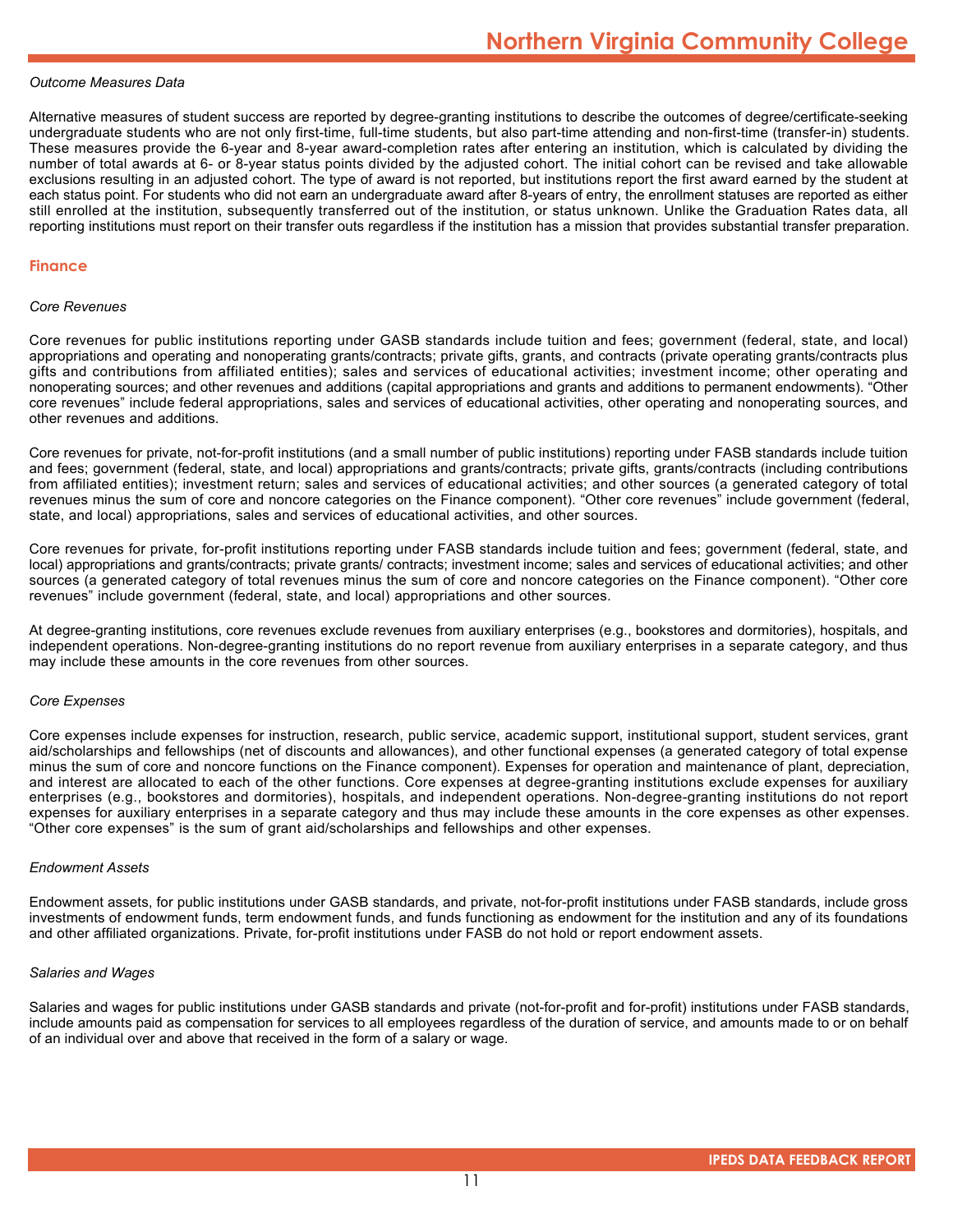*Outcome Measures Data*

Alternative measures of student success are reported by degree-granting institutions to describe the outcomes of degree/certificate-seeking undergraduate students who are not only first-time, full-time students, but also part-time attending and non-first-time (transfer-in) students. These measures provide the 6-year and 8-year award-completion rates after entering an institution, which is calculated by dividing the number of total awards at 6- or 8-year status points divided by the adjusted cohort. The initial cohort can be revised and take allowable exclusions resulting in an adjusted cohort. The type of award is not reported, but institutions report the first award earned by the student at each status point. For students who did not earn an undergraduate award after 8-years of entry, the enrollment statuses are reported as either still enrolled at the institution, subsequently transferred out of the institution, or status unknown. Unlike the Graduation Rates data, all reporting institutions must report on their transfer outs regardless if the institution has a mission that provides substantial transfer preparation.

## Finance

*Core Revenues*

Core revenues for public institutions reporting under GASB standards include tuition and fees; government (federal, state, and local) appropriations and operating and nonoperating grants/contracts; private gifts, grants, and contracts (private operating grants/contracts plus gifts and contributions from affiliated entities); sales and services of educational activities; investment income; other operating and nonoperating sources; and other revenues and additions (capital appropriations and grants and additions to permanent endowments). "Other core revenues" include federal appropriations, sales and services of educational activities, other operating and nonoperating sources, and other revenues and additions.

Core revenues for private, not-for-profit institutions (and a small number of public institutions) reporting under FASB standards include tuition and fees; government (federal, state, and local) appropriations and grants/contracts; private gifts, grants/contracts (including contributions from affiliated entities); investment return; sales and services of educational activities; and other sources (a generated category of total revenues minus the sum of core and noncore categories on the Finance component). "Other core revenues" include government (federal, state, and local) appropriations, sales and services of educational activities, and other sources.

Core revenues for private, for-profit institutions reporting under FASB standards include tuition and fees; government (federal, state, and local) appropriations and grants/contracts; private grants/ contracts; investment income; sales and services of educational activities; and other sources (a generated category of total revenues minus the sum of core and noncore categories on the Finance component). "Other core revenues" include government (federal, state, and local) appropriations and other sources.

At degree-granting institutions, core revenues exclude revenues from auxiliary enterprises (e.g., bookstores and dormitories), hospitals, and independent operations. Non-degree-granting institutions do no report revenue from auxiliary enterprises in a separate category, and thus may include these amounts in the core revenues from other sources.

*Core Expenses*

Core expenses include expenses for instruction, research, public service, academic support, institutional support, student services, grant aid/scholarships and fellowships (net of discounts and allowances), and other functional expenses (a generated category of total expense minus the sum of core and noncore functions on the Finance component). Expenses for operation and maintenance of plant, depreciation, and interest are allocated to each of the other functions. Core expenses at degree-granting institutions exclude expenses for auxiliary enterprises (e.g., bookstores and dormitories), hospitals, and independent operations. Non-degree-granting institutions do not report expenses for auxiliary enterprises in a separate category and thus may include these amounts in the core expenses as other expenses. "Other core expenses" is the sum of grant aid/scholarships and fellowships and other expenses.

*Endowment Assets*

Endowment assets, for public institutions under GASB standards, and private, not-for-profit institutions under FASB standards, include gross investments of endowment funds, term endowment funds, and funds functioning as endowment for the institution and any of its foundations and other affiliated organizations. Private, for-profit institutions under FASB do not hold or report endowment assets.

*Salaries and Wages*

Salaries and wages for public institutions under GASB standards and private (not-for-profit and for-profit) institutions under FASB standards, include amounts paid as compensation for services to all employees regardless of the duration of service, and amounts made to or on behalf of an individual over and above that received in the form of a salary or wage.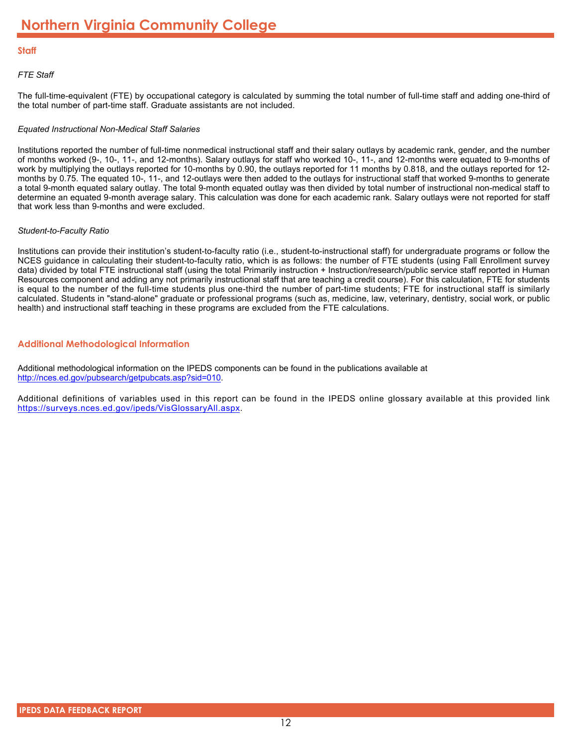# Northern Virginia Community College

## Staff

*FTE Staff*

The full-time-equivalent (FTE) by occupational category is calculated by summing the total number of full-time staff and adding one-third of the total number of part-time staff. Graduate assistants are not included.

*Equated Instructional Non-Medical Staff Salaries*

Institutions reported the number of full-time nonmedical instructional staff and their salary outlays by academic rank, gender, and the number of months worked (9-, 10-, 11-, and 12-months). Salary outlays for staff who worked 10-, 11-, and 12-months were equated to 9-months of work by multiplying the outlays reported for 10-months by 0.90, the outlays reported for 11 months by 0.818, and the outlays reported for 12-months by 0.75. The equated 10-, 11-, and 12-outlays were then added to the outlays for instructional staff that worked 9-months to generate a total 9-month equated salary outlay. The total 9-month equated outlay was then divided by total number of instructional non-medical staff to determine an equated 9-month average salary. This calculation was done for each academic rank. Salary outlays were not reported for staff that work less than 9-months and were excluded.

*Student-to-Faculty Ratio*

Institutions can provide their institution's student-to-faculty ratio (i.e., student-to-instructional staff) for undergraduate programs or follow the NCES guidance in calculating their student-to-faculty ratio, which is as follows: the number of FTE students (using Fall Enrollment survey data) divided by total FTE instructional staff (using the total Primarily instruction + Instruction/research/public service staff reported in Human Resources component and adding any not primarily instructional staff that are teaching a credit course). For this calculation, FTE for students is equal to the number of the full-time students plus one-third the number of part-time students; FTE for instructional staff is similarly calculated. Students in "stand-alone" graduate or professional programs (such as, medicine, law, veterinary, dentistry, social work, or public health) and instructional staff teaching in these programs are excluded from the FTE calculations.

## Additional Methodological Information

Additional methodological information on the IPEDS components can be found in the publications available at http://nces.ed.gov/pubsearch/getpubcats.asp?sid=010.

Additional definitions of variables used in this report can be found in the IPEDS online glossary available at this provided link https://surveys.nces.ed.gov/ipeds/VisGlossaryAll.aspx.